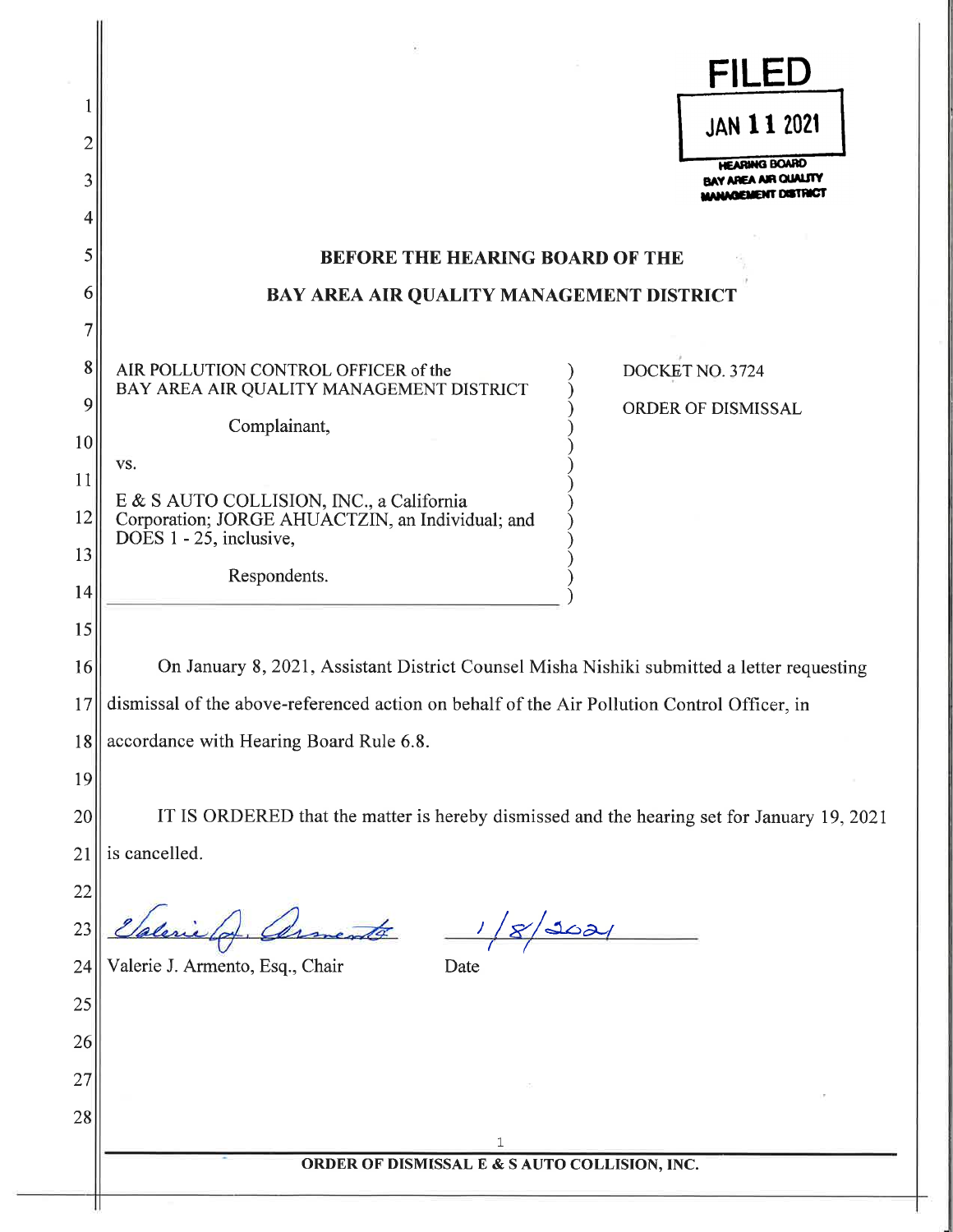**FILED**

**JAN 11 2021**

**HEARING BOARD**
**BAY AREA AIR QUALITY**
**MANAGEMENT DISTRICT**

## BEFORE THE HEARING BOARD OF THE
## BAY AREA AIR QUALITY MANAGEMENT DISTRICT

| | |
|---|---|
| AIR POLLUTION CONTROL OFFICER of the BAY AREA AIR QUALITY MANAGEMENT DISTRICT<br><br>Complainant,<br><br>vs.<br><br>E & S AUTO COLLISION, INC., a California Corporation; JORGE AHUACTZIN, an Individual; and DOES 1 - 25, inclusive,<br><br>Respondents. | DOCKET NO. 3724<br><br>ORDER OF DISMISSAL |

On January 8, 2021, Assistant District Counsel Misha Nishiki submitted a letter requesting dismissal of the above-referenced action on behalf of the Air Pollution Control Officer, in accordance with Hearing Board Rule 6.8.

IT IS ORDERED that the matter is hereby dismissed and the hearing set for January 19, 2021 is cancelled.

Valerie J. Armento (signature)
Valerie J. Armento, Esq., Chair

1/8/2021
Date

**ORDER OF DISMISSAL E & S AUTO COLLISION, INC.**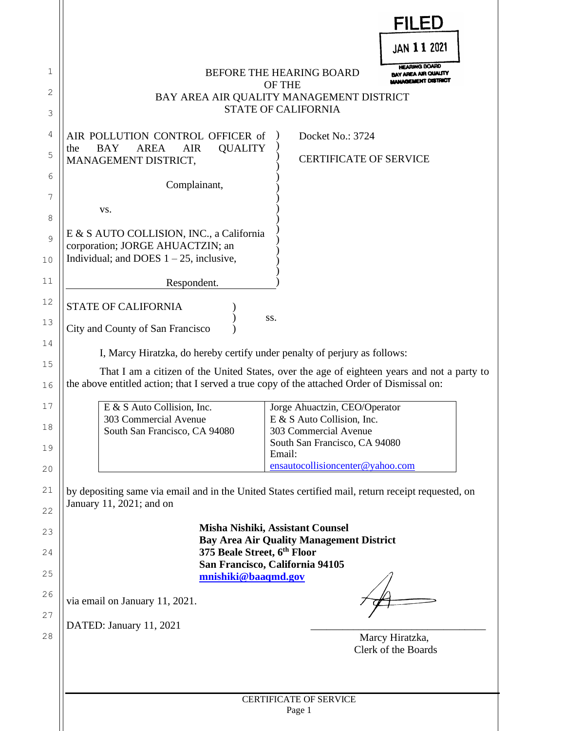FILED
JAN 11 2021
HEARING BOARD
BAY AREA AIR QUALITY
MANAGEMENT DISTRICT

BEFORE THE HEARING BOARD
OF THE
BAY AREA AIR QUALITY MANAGEMENT DISTRICT
STATE OF CALIFORNIA

| | |
|---|---|
| AIR POLLUTION CONTROL OFFICER of the BAY AREA AIR QUALITY MANAGEMENT DISTRICT,<br><br>Complainant,<br><br>vs.<br><br>E & S AUTO COLLISION, INC., a California corporation; JORGE AHUACTZIN; an Individual; and DOES 1 – 25, inclusive,<br><br>Respondent. | Docket No.: 3724<br><br>CERTIFICATE OF SERVICE |

STATE OF CALIFORNIA )
) ss.
City and County of San Francisco )

I, Marcy Hiratzka, do hereby certify under penalty of perjury as follows:

That I am a citizen of the United States, over the age of eighteen years and not a party to the above entitled action; that I served a true copy of the attached Order of Dismissal on:

| | |
|---|---|
| E & S Auto Collision, Inc.<br>303 Commercial Avenue<br>South San Francisco, CA 94080 | Jorge Ahuactzin, CEO/Operator<br>E & S Auto Collision, Inc.<br>303 Commercial Avenue<br>South San Francisco, CA 94080<br>Email:<br>ensautocollisioncenter@yahoo.com |

by depositing same via email and in the United States certified mail, return receipt requested, on January 11, 2021; and on

**Misha Nishiki, Assistant Counsel**
**Bay Area Air Quality Management District**
**375 Beale Street, 6th Floor**
**San Francisco, California 94105**
**mnishiki@baaqmd.gov**

via email on January 11, 2021.

DATED: January 11, 2021

\_\_\_\_\_\_\_\_\_\_\_\_\_\_\_\_\_\_\_\_\_\_\_\_\_\_\_\_\_\_\_\_
Marcy Hiratzka,
Clerk of the Boards

CERTIFICATE OF SERVICE